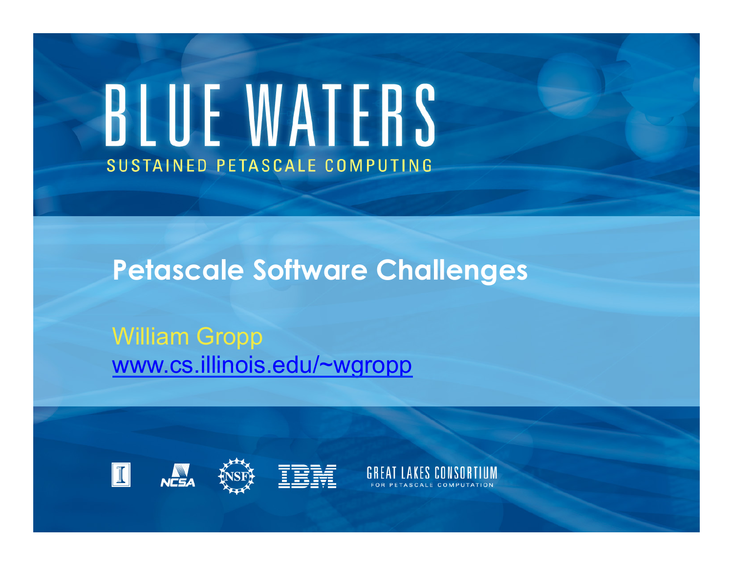# BLUE WATERS

SUSTAINED PETASCALE COMPUTING

## Petascale Software Challenges

William Gropp

[www.cs.illinois.edu/~wgropp](http://www.cs.illinois.edu/~wgropp)

GREAT LAKES CONSORTIUM FOR PETASCALE COMPUTATION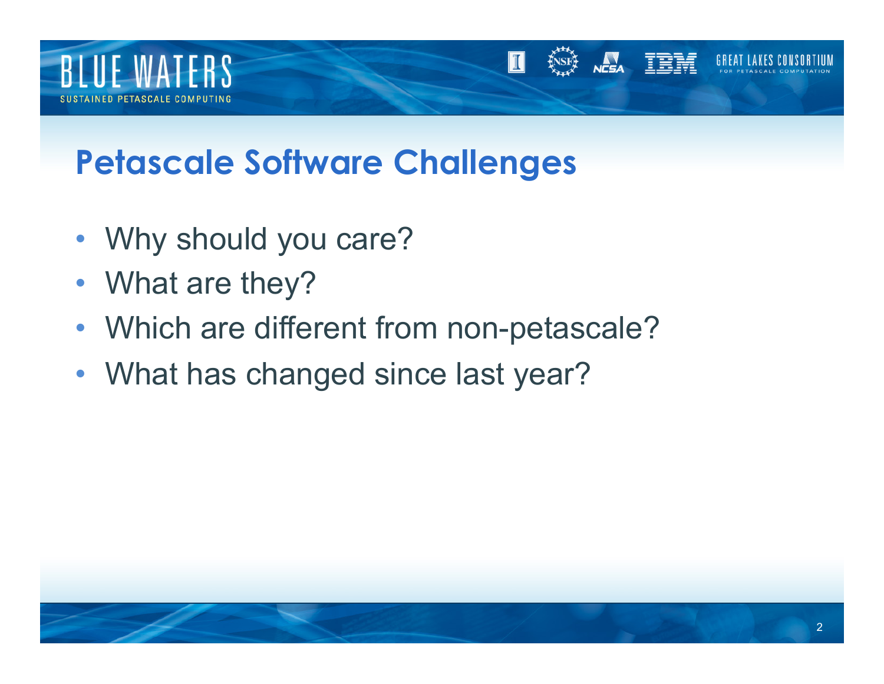# Petascale Software Challenges

- Why should you care?
- What are they?
- Which are different from non-petascale?
- What has changed since last year?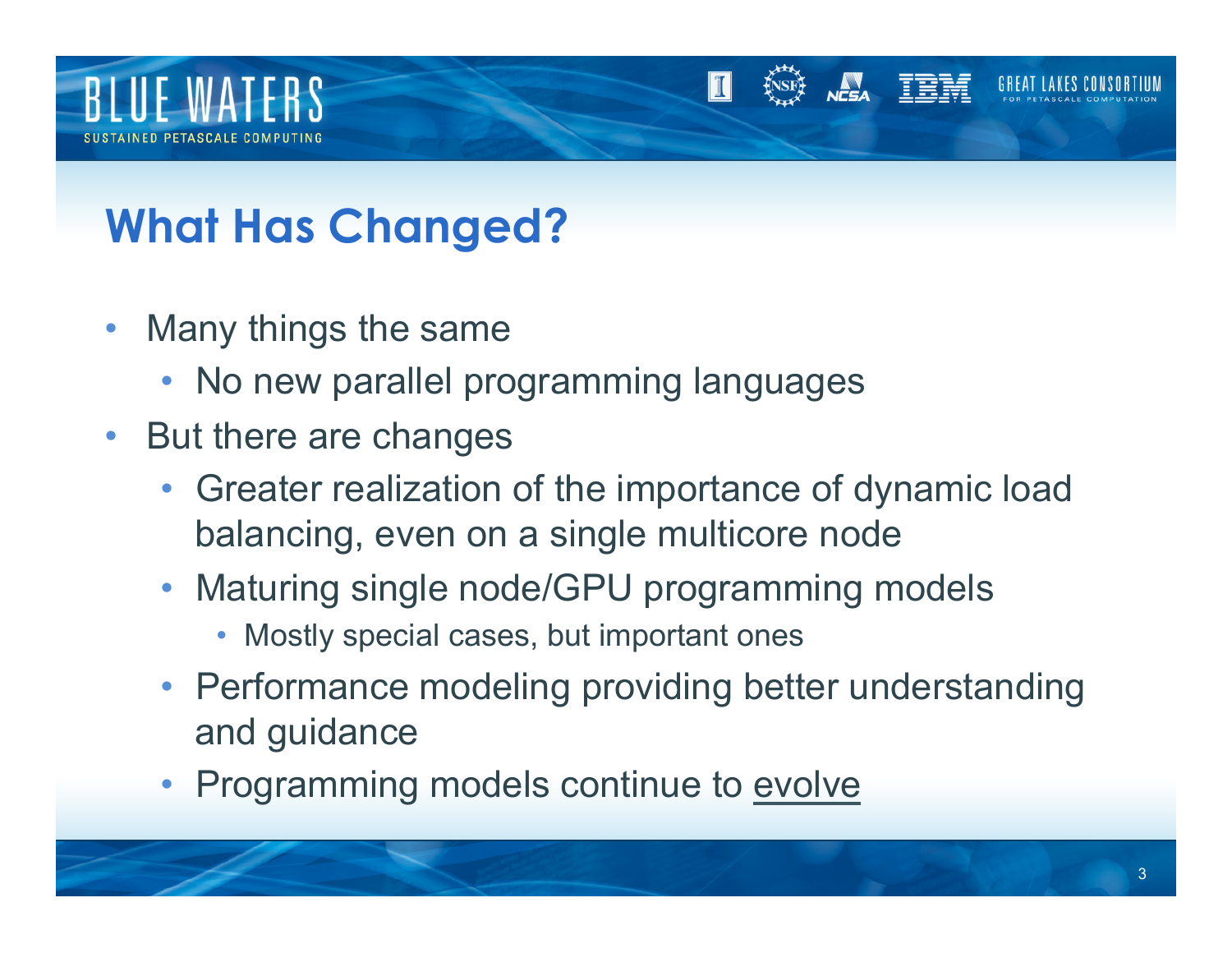# What Has Changed?

- Many things the same
  - No new parallel programming languages
- But there are changes
  - Greater realization of the importance of dynamic load balancing, even on a single multicore node
  - Maturing single node/GPU programming models
    - Mostly special cases, but important ones
  - Performance modeling providing better understanding and guidance
  - Programming models continue to evolve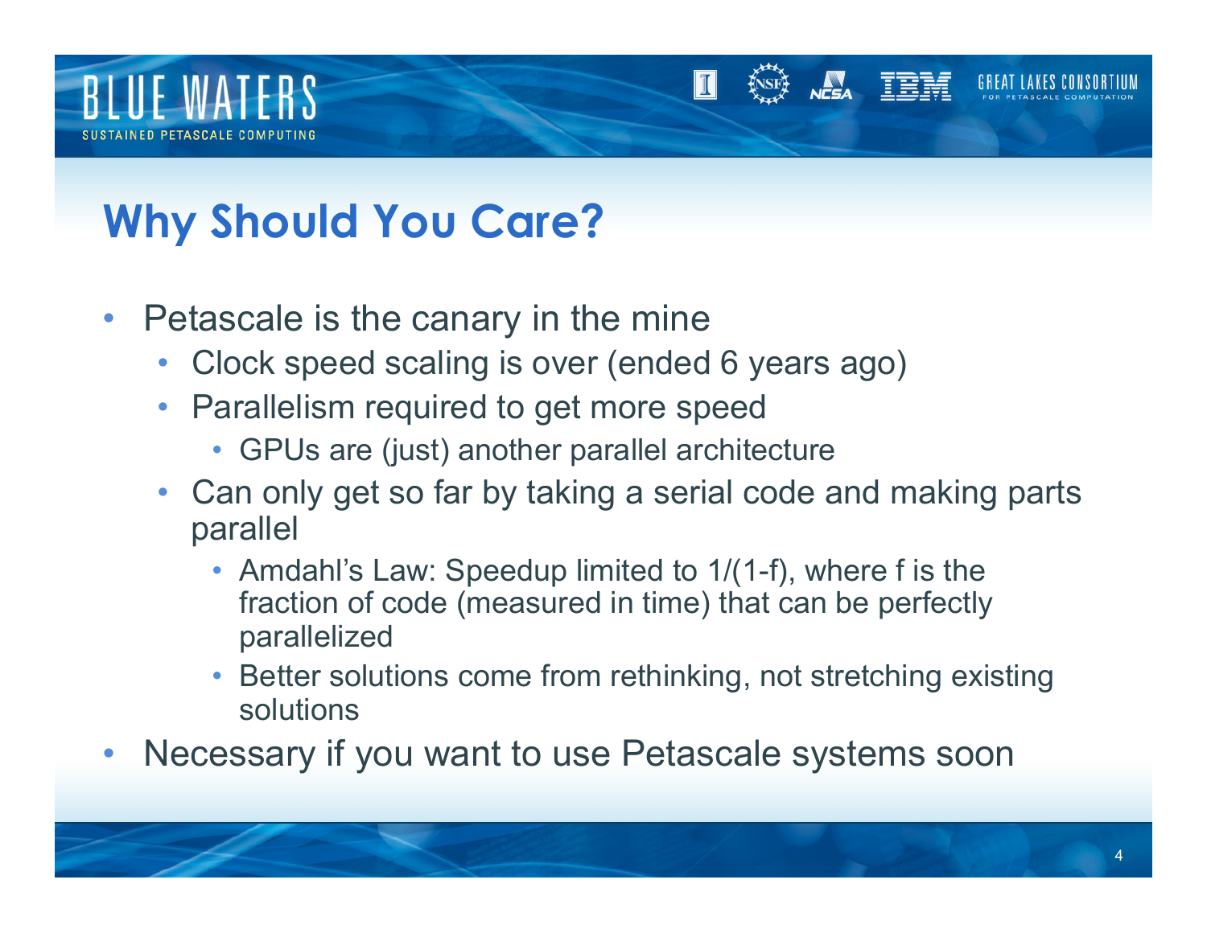# Why Should You Care?

- Petascale is the canary in the mine
  - Clock speed scaling is over (ended 6 years ago)
  - Parallelism required to get more speed
    - GPUs are (just) another parallel architecture
  - Can only get so far by taking a serial code and making parts parallel
    - Amdahl's Law: Speedup limited to $1/(1-f)$, where $f$ is the fraction of code (measured in time) that can be perfectly parallelized
    - Better solutions come from rethinking, not stretching existing solutions
- Necessary if you want to use Petascale systems soon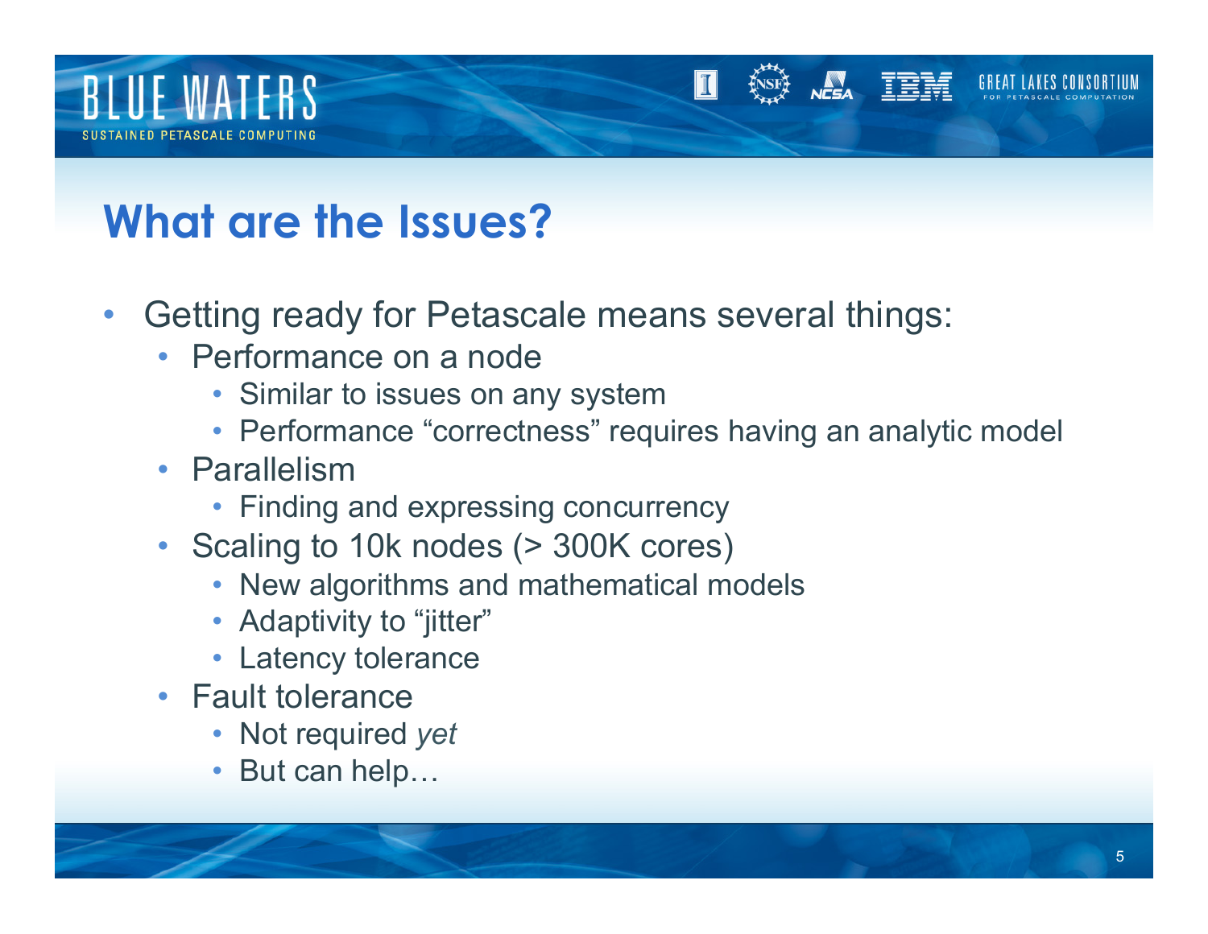# What are the Issues?

- Getting ready for Petascale means several things:
  - Performance on a node
    - Similar to issues on any system
    - Performance “correctness” requires having an analytic model
  - Parallelism
    - Finding and expressing concurrency
  - Scaling to 10k nodes (> 300K cores)
    - New algorithms and mathematical models
    - Adaptivity to “jitter”
    - Latency tolerance
  - Fault tolerance
    - Not required *yet*
    - But can help…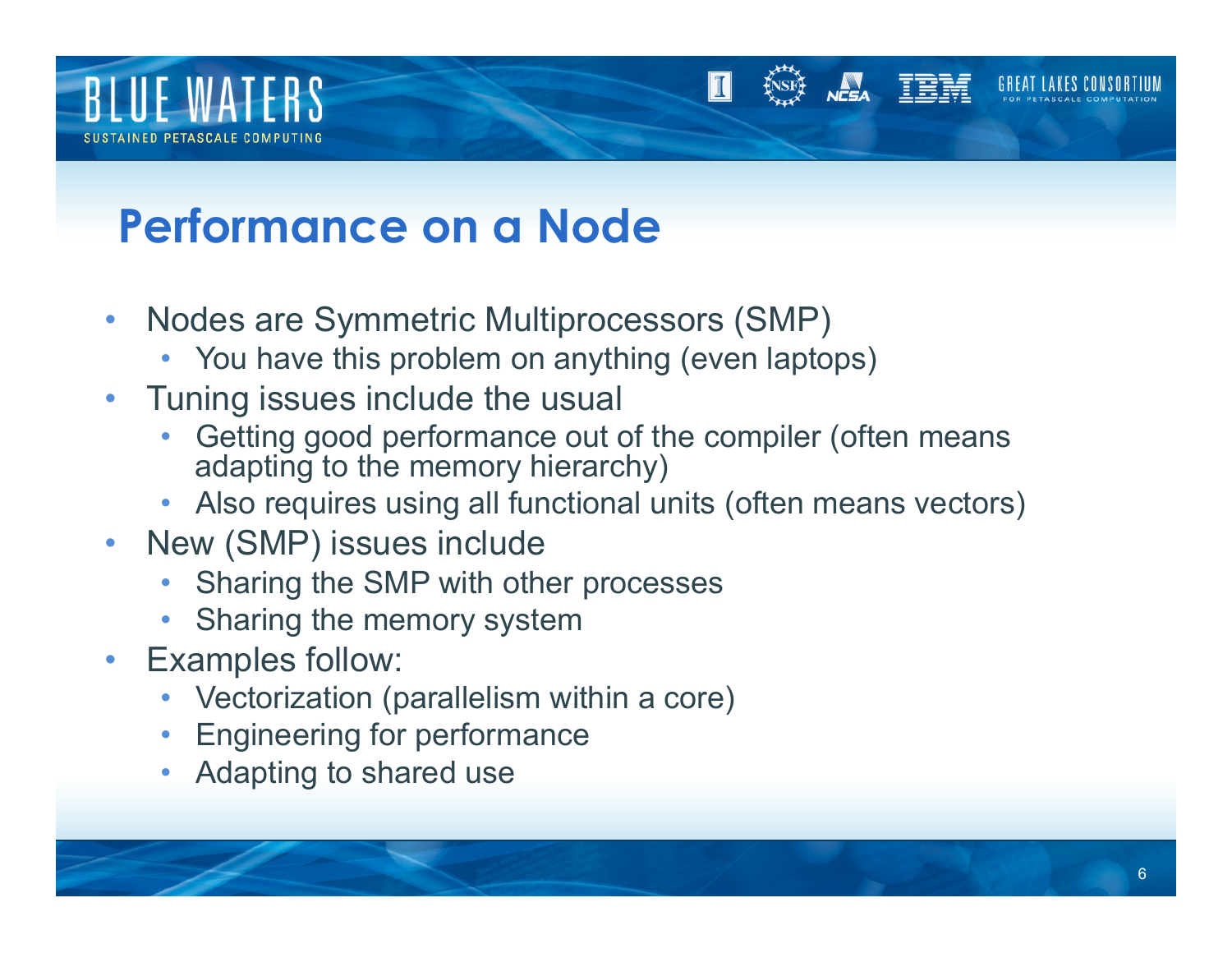# Performance on a Node

- Nodes are Symmetric Multiprocessors (SMP)
  - You have this problem on anything (even laptops)
- Tuning issues include the usual
  - Getting good performance out of the compiler (often means adapting to the memory hierarchy)
  - Also requires using all functional units (often means vectors)
- New (SMP) issues include
  - Sharing the SMP with other processes
  - Sharing the memory system
- Examples follow:
  - Vectorization (parallelism within a core)
  - Engineering for performance
  - Adapting to shared use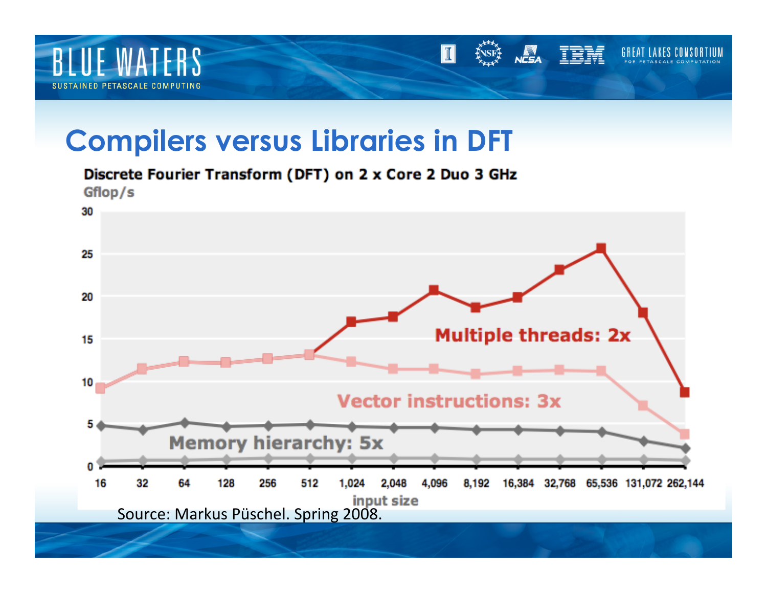# Compilers versus Libraries in DFT

**Discrete Fourier Transform (DFT) on 2 x Core 2 Duo 3 GHz**

Gflop/s

Multiple threads: 2x

Vector instructions: 3x

Memory hierarchy: 5x

input size: 16, 32, 64, 128, 256, 512, 1,024, 2,048, 4,096, 8,192, 16,384, 32,768, 65,536, 131,072, 262,144

Source: Markus Püschel. Spring 2008.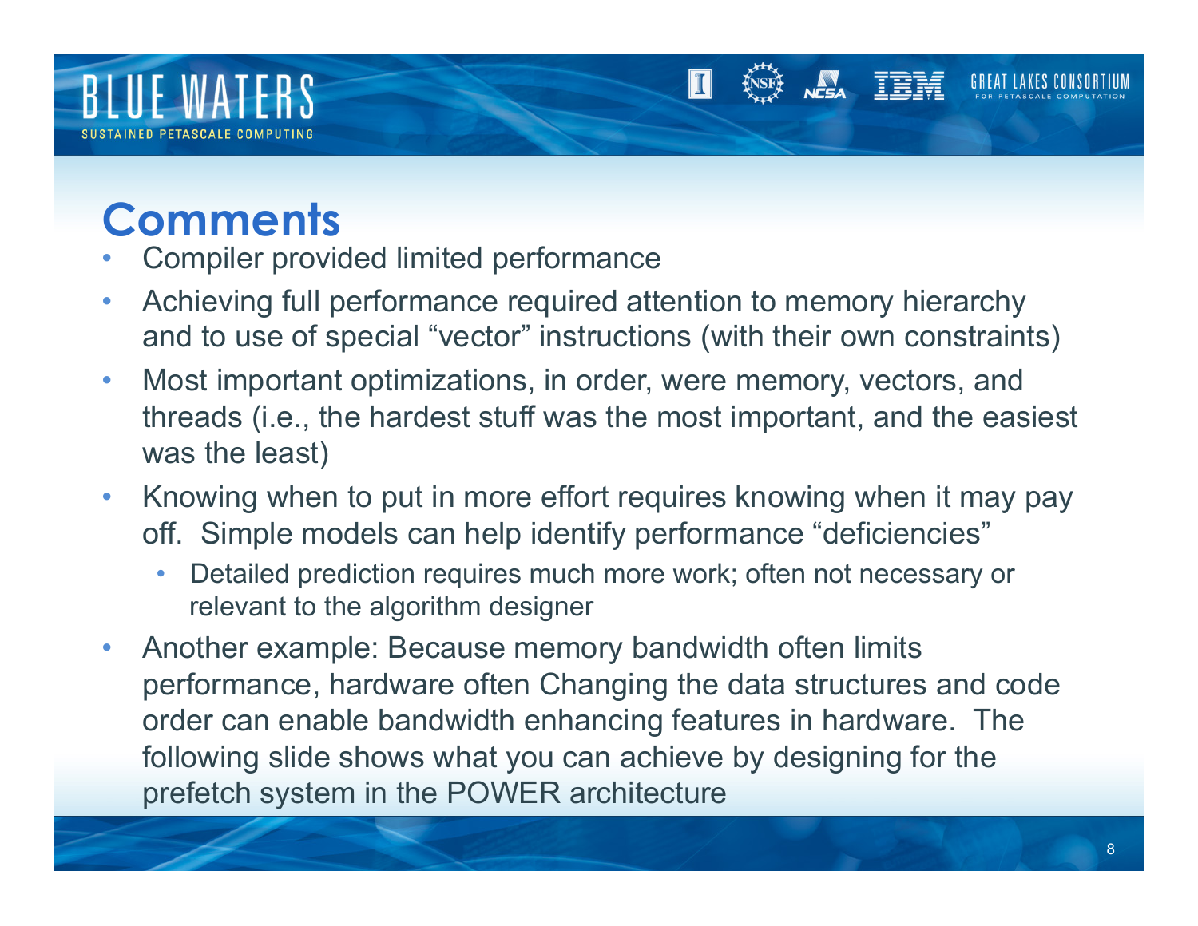# Comments

- Compiler provided limited performance
- Achieving full performance required attention to memory hierarchy and to use of special “vector” instructions (with their own constraints)
- Most important optimizations, in order, were memory, vectors, and threads (i.e., the hardest stuff was the most important, and the easiest was the least)
- Knowing when to put in more effort requires knowing when it may pay off. Simple models can help identify performance “deficiencies”
  - Detailed prediction requires much more work; often not necessary or relevant to the algorithm designer
- Another example: Because memory bandwidth often limits performance, hardware often Changing the data structures and code order can enable bandwidth enhancing features in hardware. The following slide shows what you can achieve by designing for the prefetch system in the POWER architecture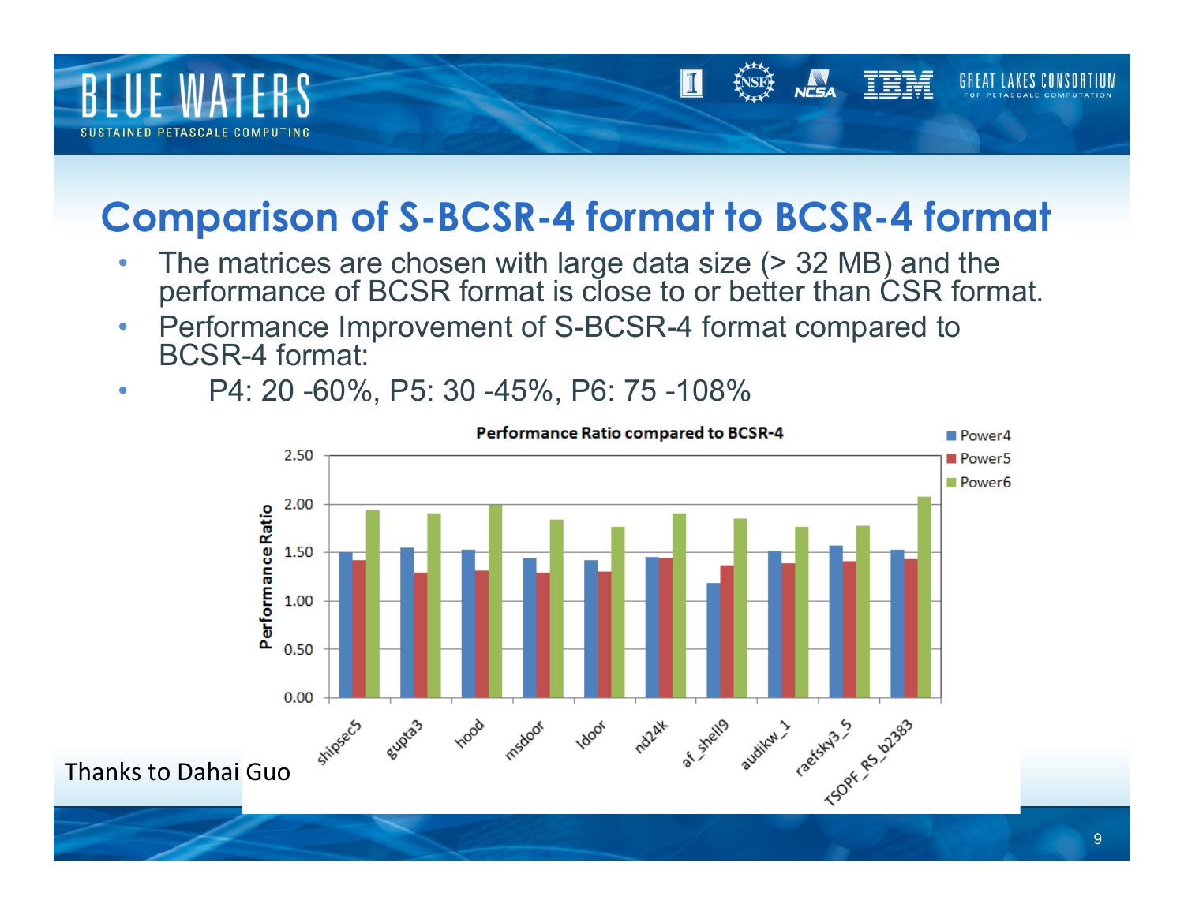# Comparison of S-BCSR-4 format to BCSR-4 format

- The matrices are chosen with large data size (> 32 MB) and the performance of BCSR format is close to or better than CSR format.
- Performance Improvement of S-BCSR-4 format compared to BCSR-4 format:
- P4: 20 -60%, P5: 30 -45%, P6: 75 -108%

Thanks to Dahai Guo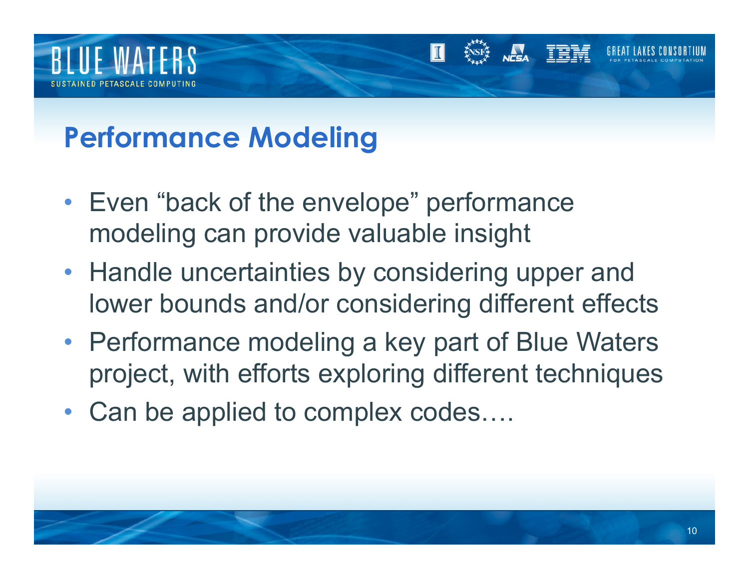## Performance Modeling

- Even “back of the envelope” performance modeling can provide valuable insight
- Handle uncertainties by considering upper and lower bounds and/or considering different effects
- Performance modeling a key part of Blue Waters project, with efforts exploring different techniques
- Can be applied to complex codes….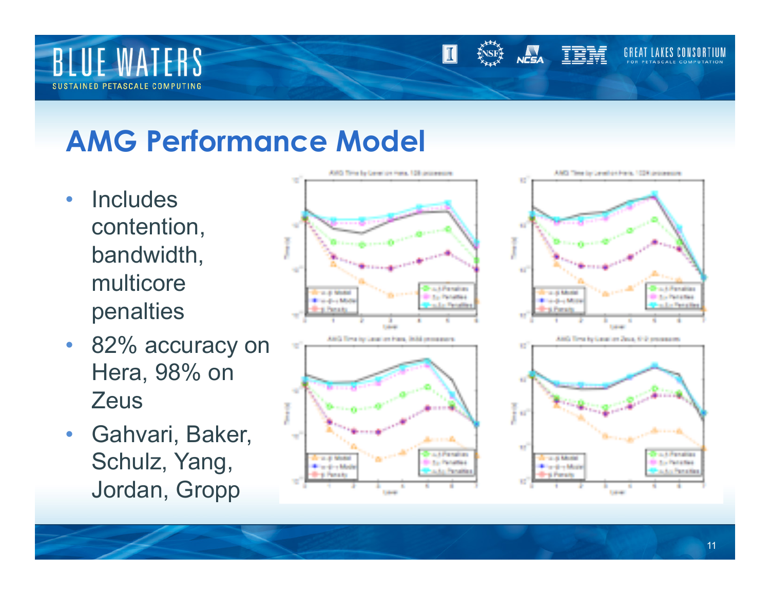# AMG Performance Model

- Includes contention, bandwidth, multicore penalties
- 82% accuracy on Hera, 98% on Zeus
- Gahvari, Baker, Schulz, Yang, Jordan, Gropp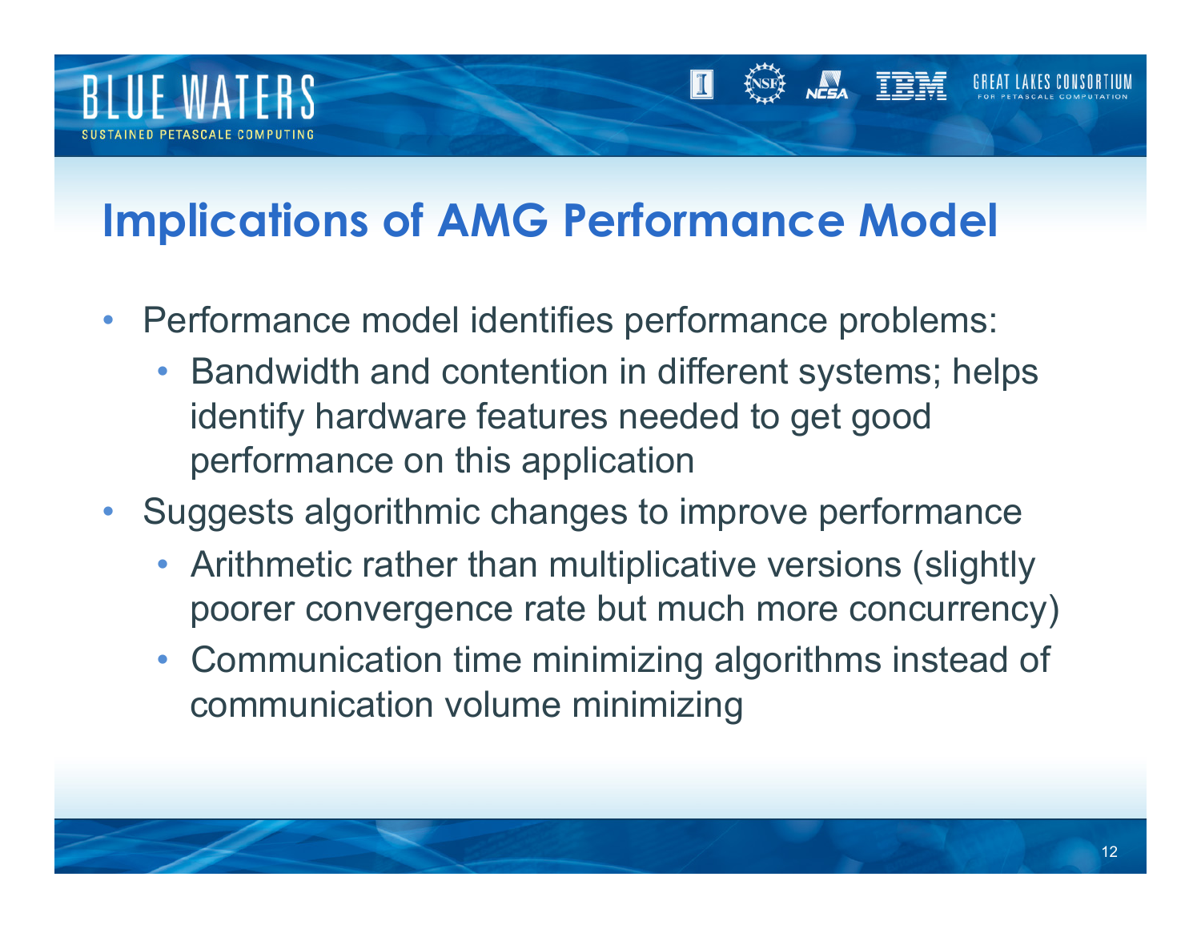# Implications of AMG Performance Model

- Performance model identifies performance problems:
  - Bandwidth and contention in different systems; helps identify hardware features needed to get good performance on this application
- Suggests algorithmic changes to improve performance
  - Arithmetic rather than multiplicative versions (slightly poorer convergence rate but much more concurrency)
  - Communication time minimizing algorithms instead of communication volume minimizing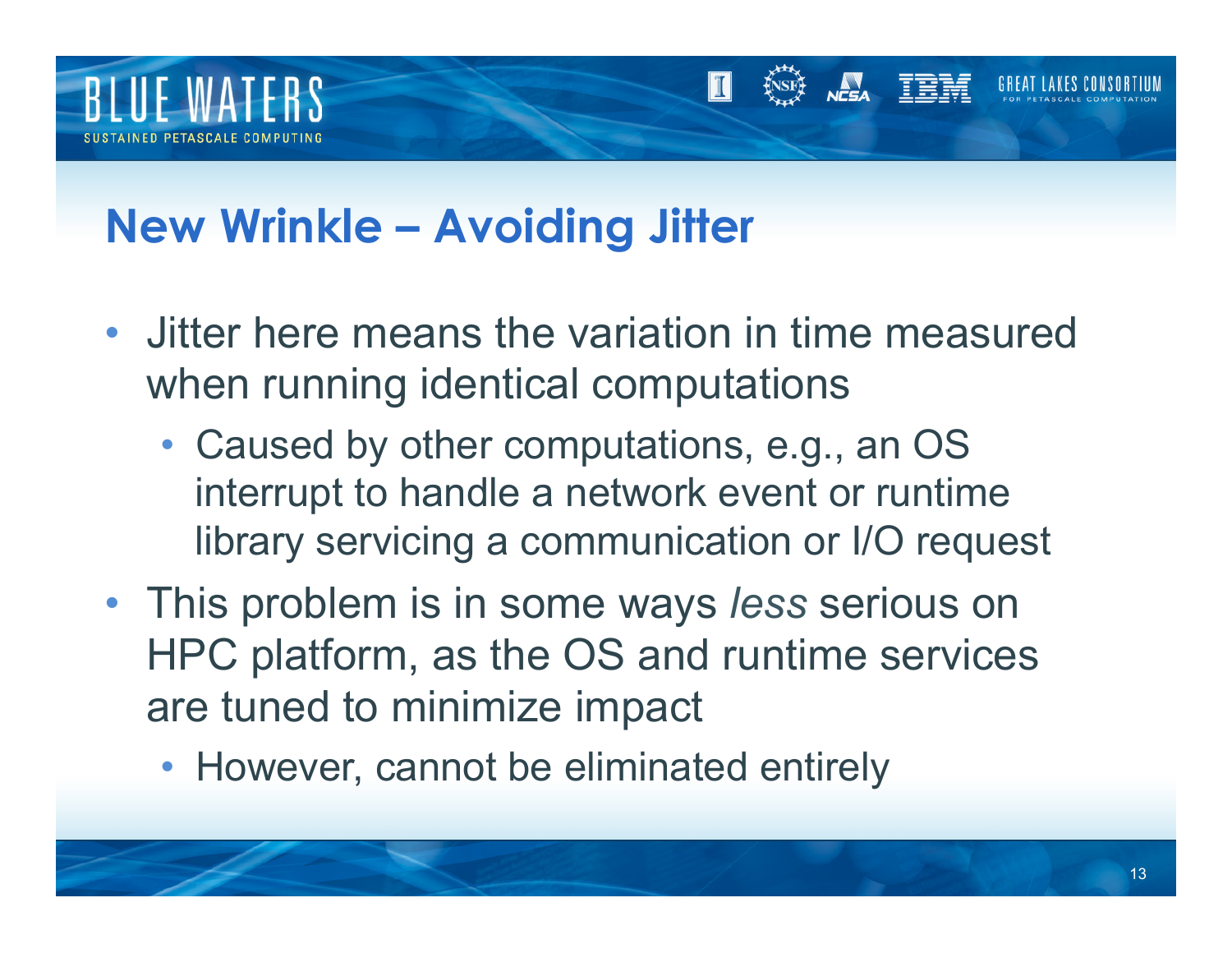## New Wrinkle – Avoiding Jitter

- Jitter here means the variation in time measured when running identical computations
  - Caused by other computations, e.g., an OS interrupt to handle a network event or runtime library servicing a communication or I/O request
- This problem is in some ways *less* serious on HPC platform, as the OS and runtime services are tuned to minimize impact
  - However, cannot be eliminated entirely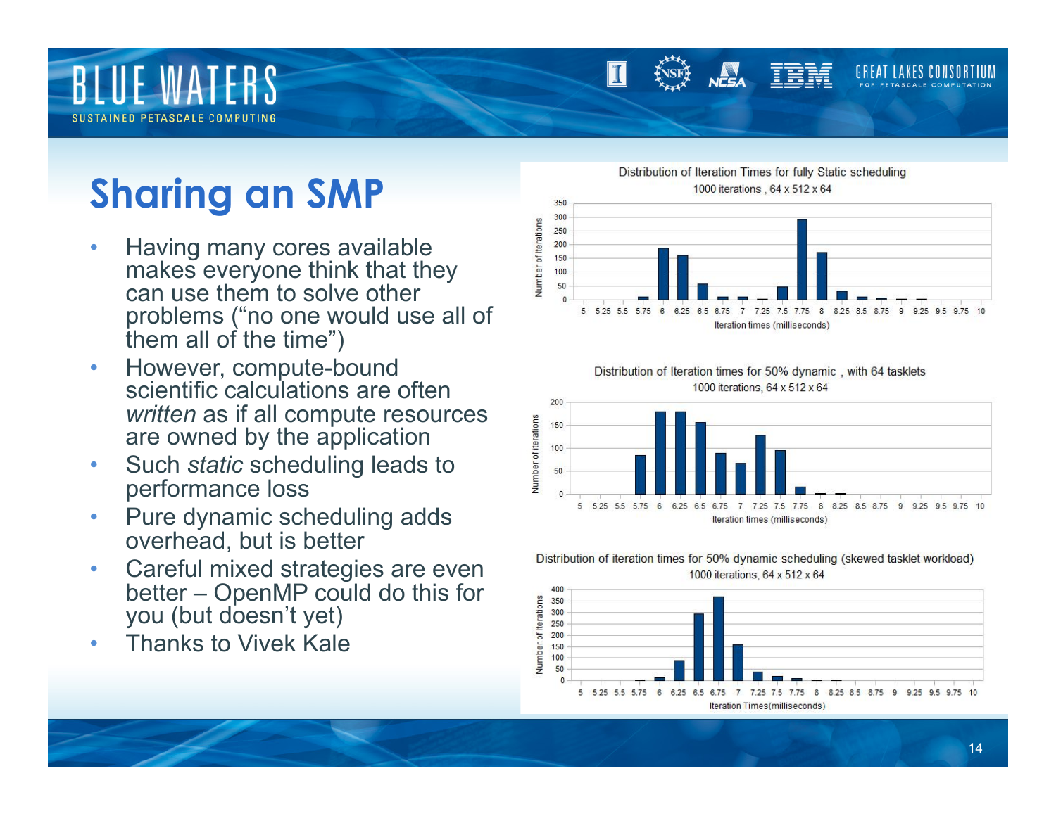# Sharing an SMP

- Having many cores available makes everyone think that they can use them to solve other problems ("no one would use all of them all of the time")
- However, compute-bound scientific calculations are often *written* as if all compute resources are owned by the application
- Such *static* scheduling leads to performance loss
- Pure dynamic scheduling adds overhead, but is better
- Careful mixed strategies are even better – OpenMP could do this for you (but doesn't yet)
- Thanks to Vivek Kale

Distribution of Iteration Times for fully Static scheduling
1000 iterations , 64 x 512 x 64

Distribution of Iteration times for 50% dynamic , with 64 tasklets
1000 iterations, 64 x 512 x 64

Distribution of iteration times for 50% dynamic scheduling (skewed tasklet workload)
1000 iterations, 64 x 512 x 64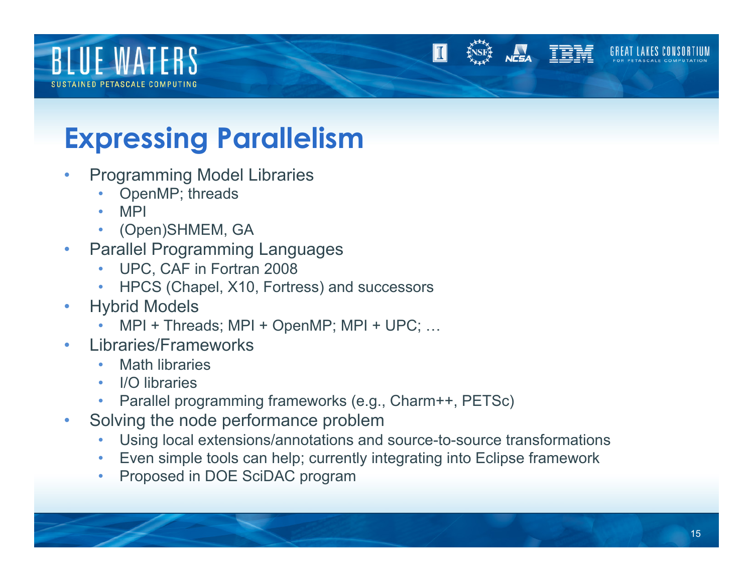# Expressing Parallelism

- Programming Model Libraries
  - OpenMP; threads
  - MPI
  - (Open)SHMEM, GA
- Parallel Programming Languages
  - UPC, CAF in Fortran 2008
  - HPCS (Chapel, X10, Fortress) and successors
- Hybrid Models
  - MPI + Threads; MPI + OpenMP; MPI + UPC; …
- Libraries/Frameworks
  - Math libraries
  - I/O libraries
  - Parallel programming frameworks (e.g., Charm++, PETSc)
- Solving the node performance problem
  - Using local extensions/annotations and source-to-source transformations
  - Even simple tools can help; currently integrating into Eclipse framework
  - Proposed in DOE SciDAC program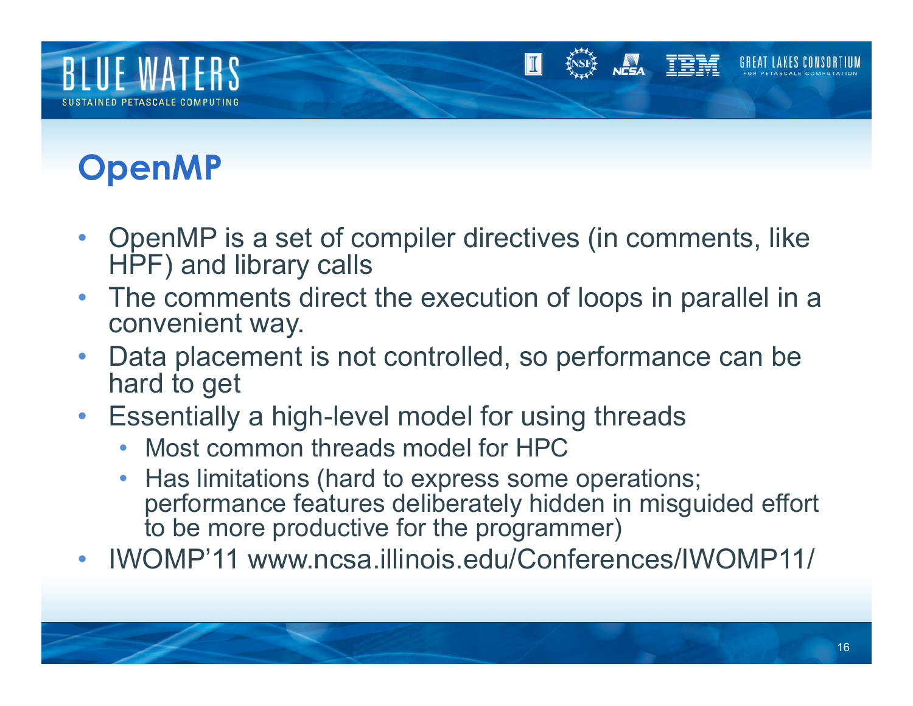# OpenMP

- OpenMP is a set of compiler directives (in comments, like HPF) and library calls
- The comments direct the execution of loops in parallel in a convenient way.
- Data placement is not controlled, so performance can be hard to get
- Essentially a high-level model for using threads
  - Most common threads model for HPC
  - Has limitations (hard to express some operations; performance features deliberately hidden in misguided effort to be more productive for the programmer)
- IWOMP'11 www.ncsa.illinois.edu/Conferences/IWOMP11/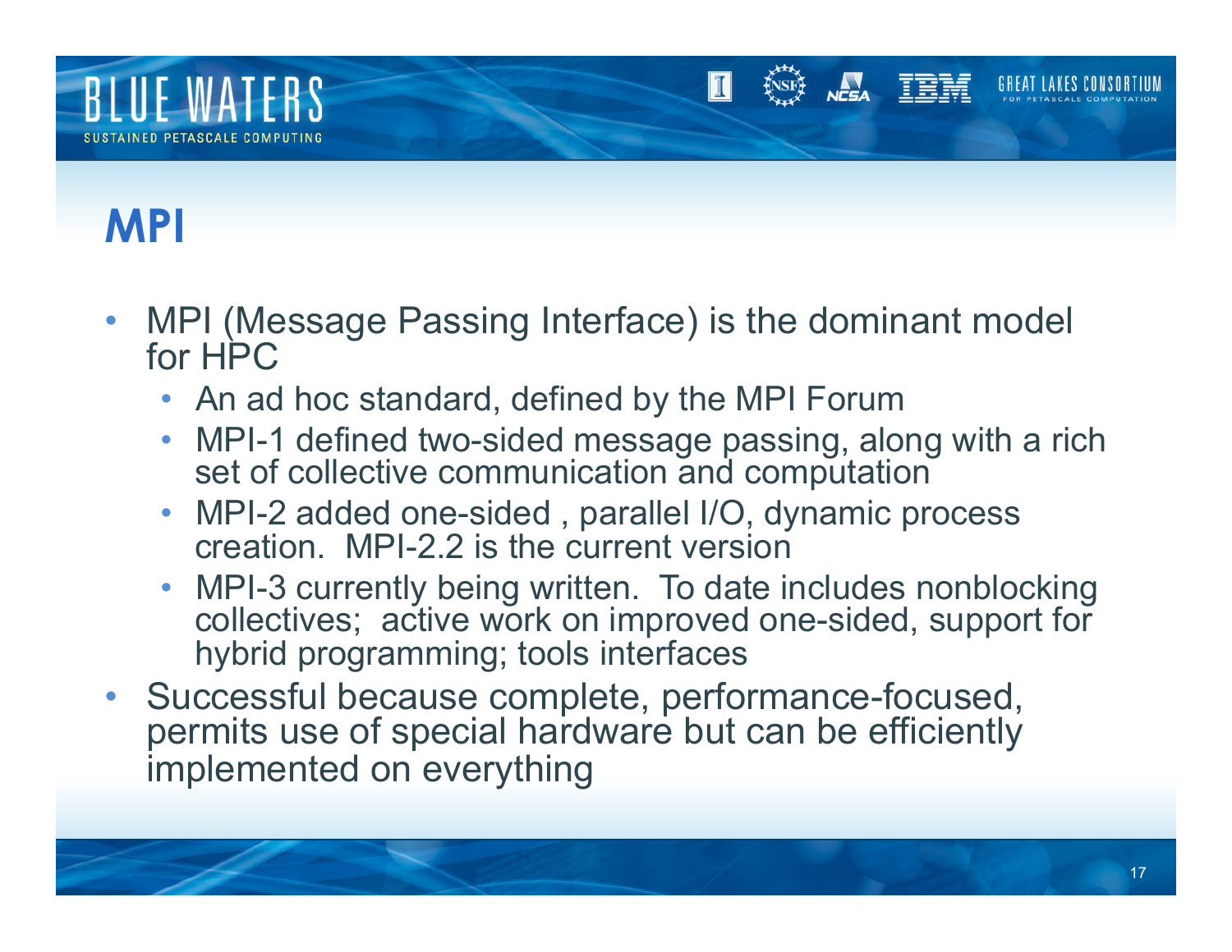# MPI

- MPI (Message Passing Interface) is the dominant model for HPC
  - An ad hoc standard, defined by the MPI Forum
  - MPI-1 defined two-sided message passing, along with a rich set of collective communication and computation
  - MPI-2 added one-sided , parallel I/O, dynamic process creation. MPI-2.2 is the current version
  - MPI-3 currently being written. To date includes nonblocking collectives; active work on improved one-sided, support for hybrid programming; tools interfaces
- Successful because complete, performance-focused, permits use of special hardware but can be efficiently implemented on everything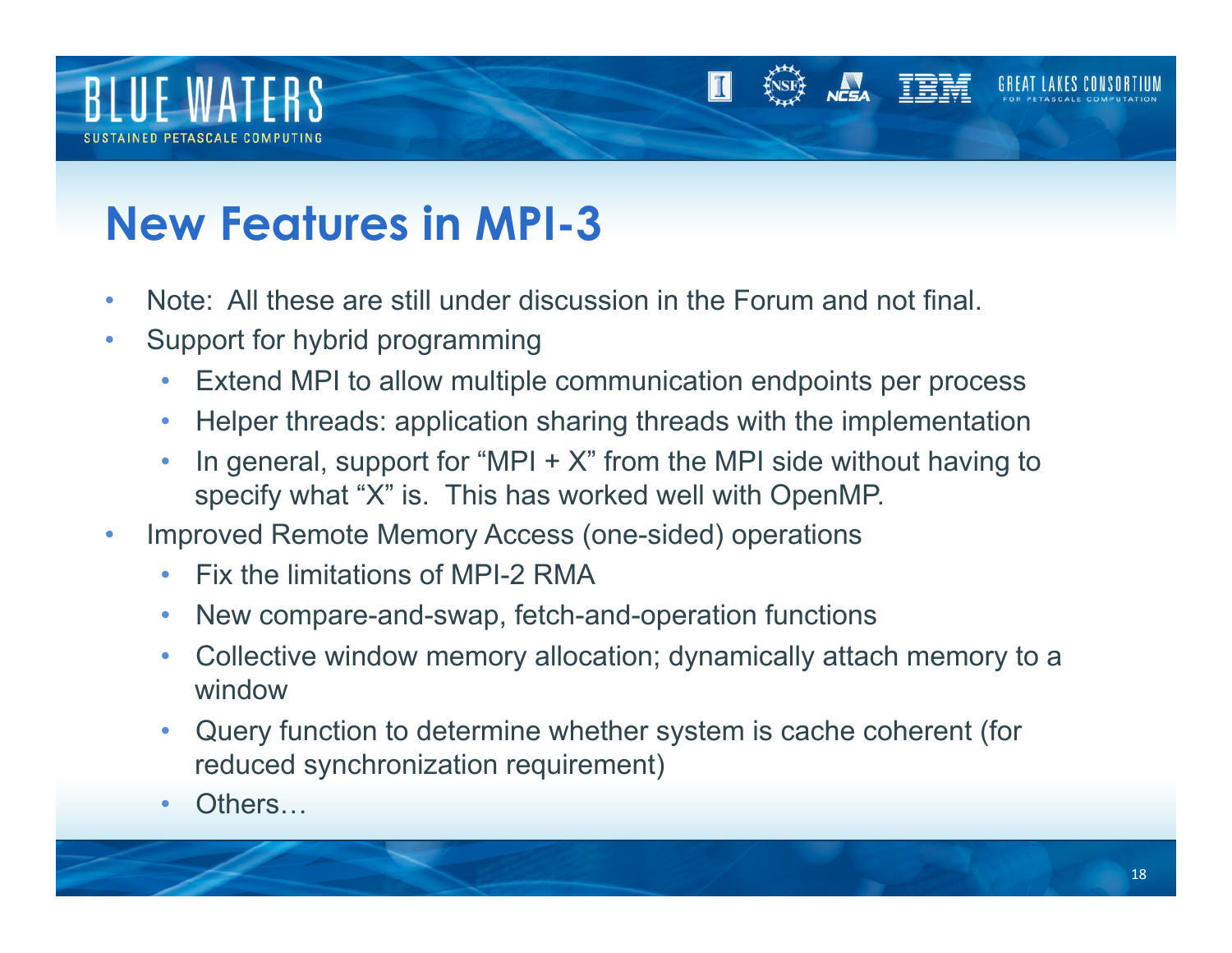# New Features in MPI-3

- Note: All these are still under discussion in the Forum and not final.
- Support for hybrid programming
  - Extend MPI to allow multiple communication endpoints per process
  - Helper threads: application sharing threads with the implementation
  - In general, support for "MPI + X" from the MPI side without having to specify what "X" is. This has worked well with OpenMP.
- Improved Remote Memory Access (one-sided) operations
  - Fix the limitations of MPI-2 RMA
  - New compare-and-swap, fetch-and-operation functions
  - Collective window memory allocation; dynamically attach memory to a window
  - Query function to determine whether system is cache coherent (for reduced synchronization requirement)
  - Others…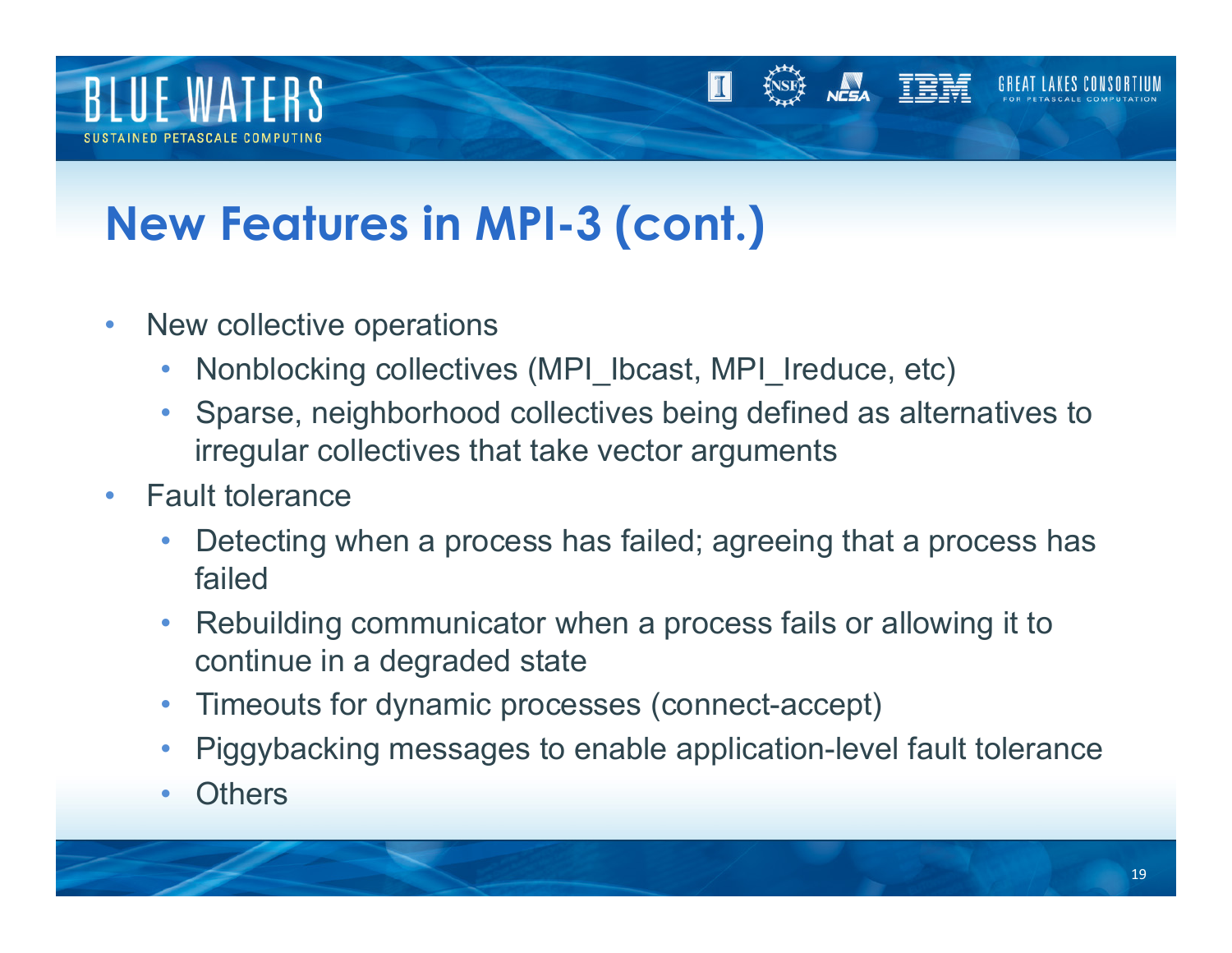# New Features in MPI-3 (cont.)

- New collective operations
  - Nonblocking collectives (MPI_Ibcast, MPI_Ireduce, etc)
  - Sparse, neighborhood collectives being defined as alternatives to irregular collectives that take vector arguments
- Fault tolerance
  - Detecting when a process has failed; agreeing that a process has failed
  - Rebuilding communicator when a process fails or allowing it to continue in a degraded state
  - Timeouts for dynamic processes (connect-accept)
  - Piggybacking messages to enable application-level fault tolerance
  - Others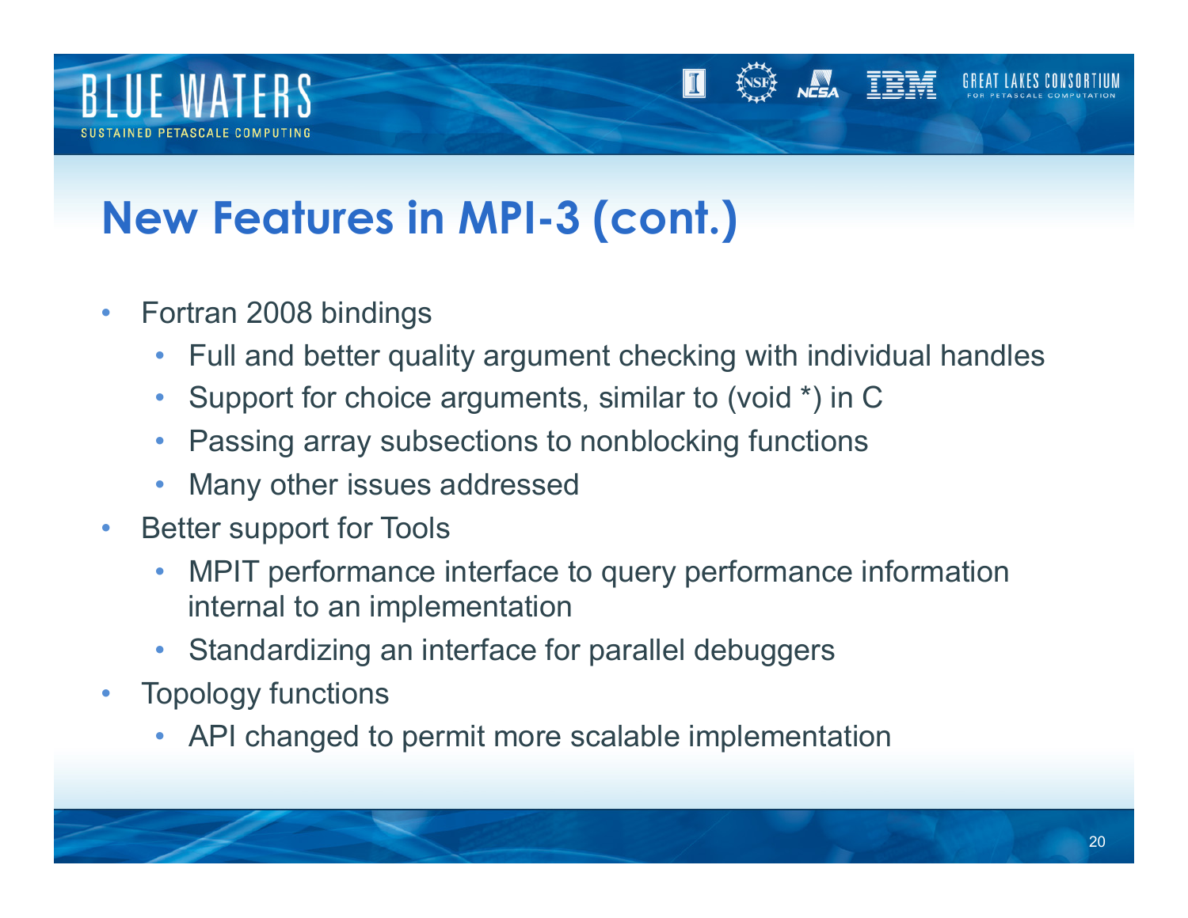# New Features in MPI-3 (cont.)

- Fortran 2008 bindings
  - Full and better quality argument checking with individual handles
  - Support for choice arguments, similar to (void *) in C
  - Passing array subsections to nonblocking functions
  - Many other issues addressed
- Better support for Tools
  - MPIT performance interface to query performance information internal to an implementation
  - Standardizing an interface for parallel debuggers
- Topology functions
  - API changed to permit more scalable implementation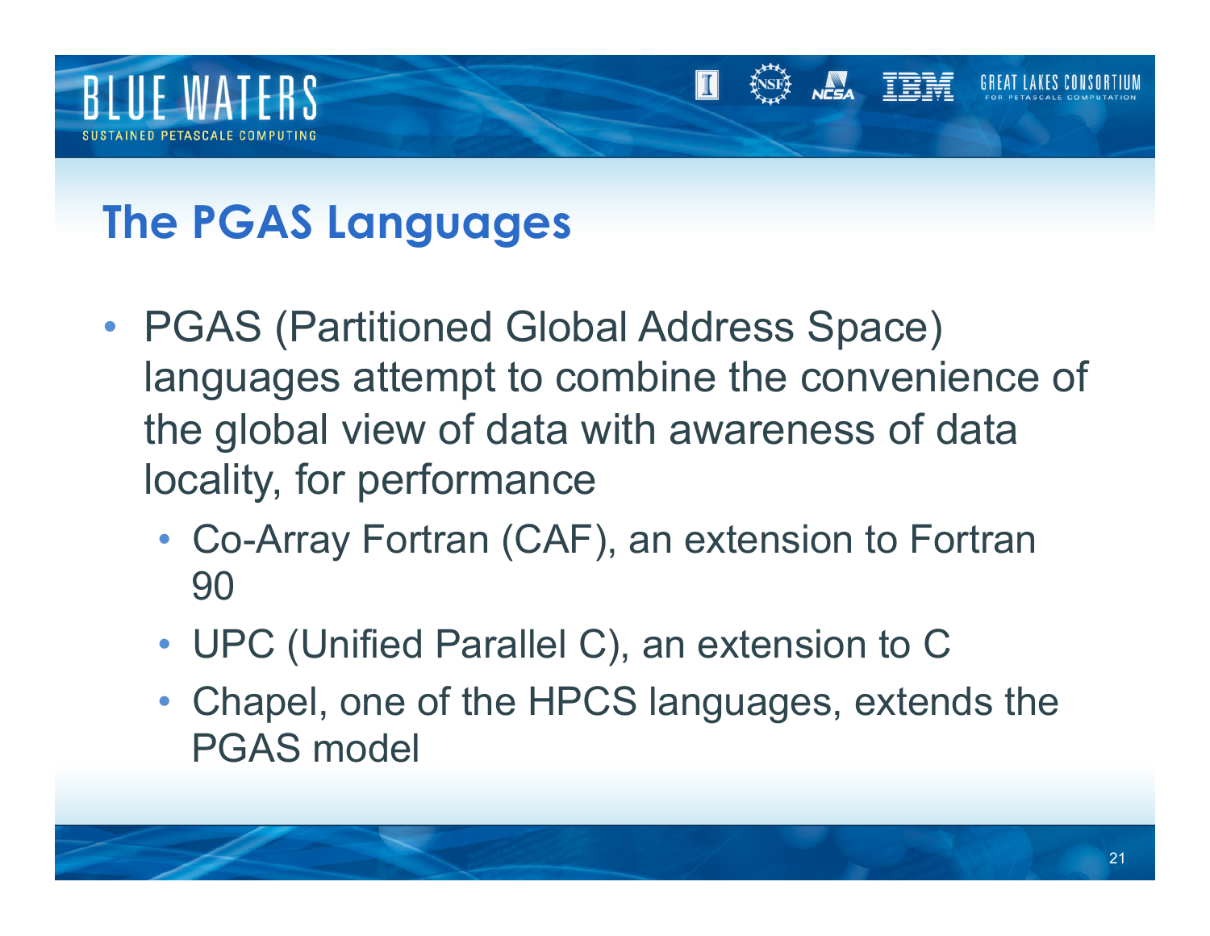# The PGAS Languages

- PGAS (Partitioned Global Address Space) languages attempt to combine the convenience of the global view of data with awareness of data locality, for performance
  - Co-Array Fortran (CAF), an extension to Fortran 90
  - UPC (Unified Parallel C), an extension to C
  - Chapel, one of the HPCS languages, extends the PGAS model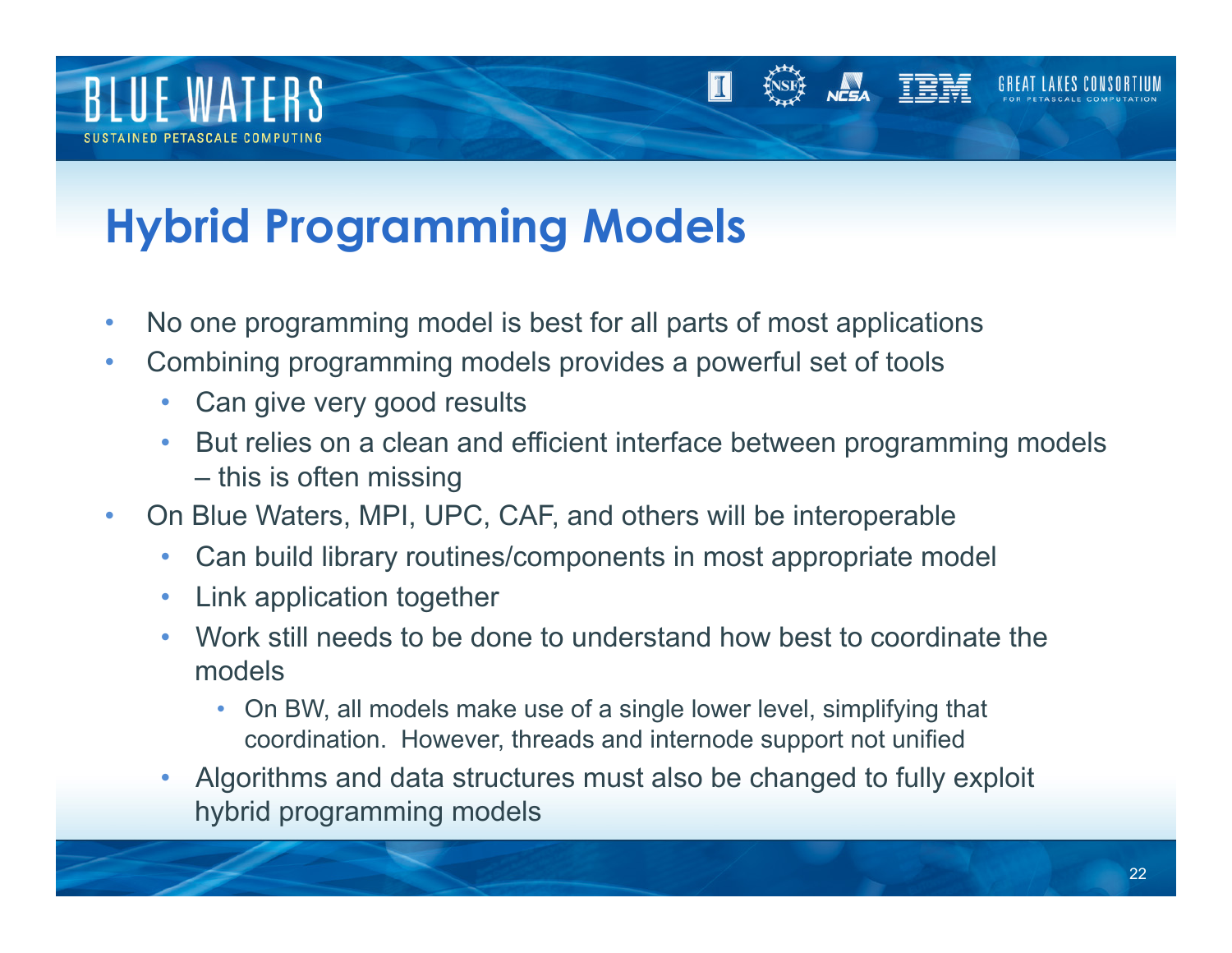# Hybrid Programming Models

- No one programming model is best for all parts of most applications
- Combining programming models provides a powerful set of tools
  - Can give very good results
  - But relies on a clean and efficient interface between programming models – this is often missing
- On Blue Waters, MPI, UPC, CAF, and others will be interoperable
  - Can build library routines/components in most appropriate model
  - Link application together
  - Work still needs to be done to understand how best to coordinate the models
    - On BW, all models make use of a single lower level, simplifying that coordination. However, threads and internode support not unified
  - Algorithms and data structures must also be changed to fully exploit hybrid programming models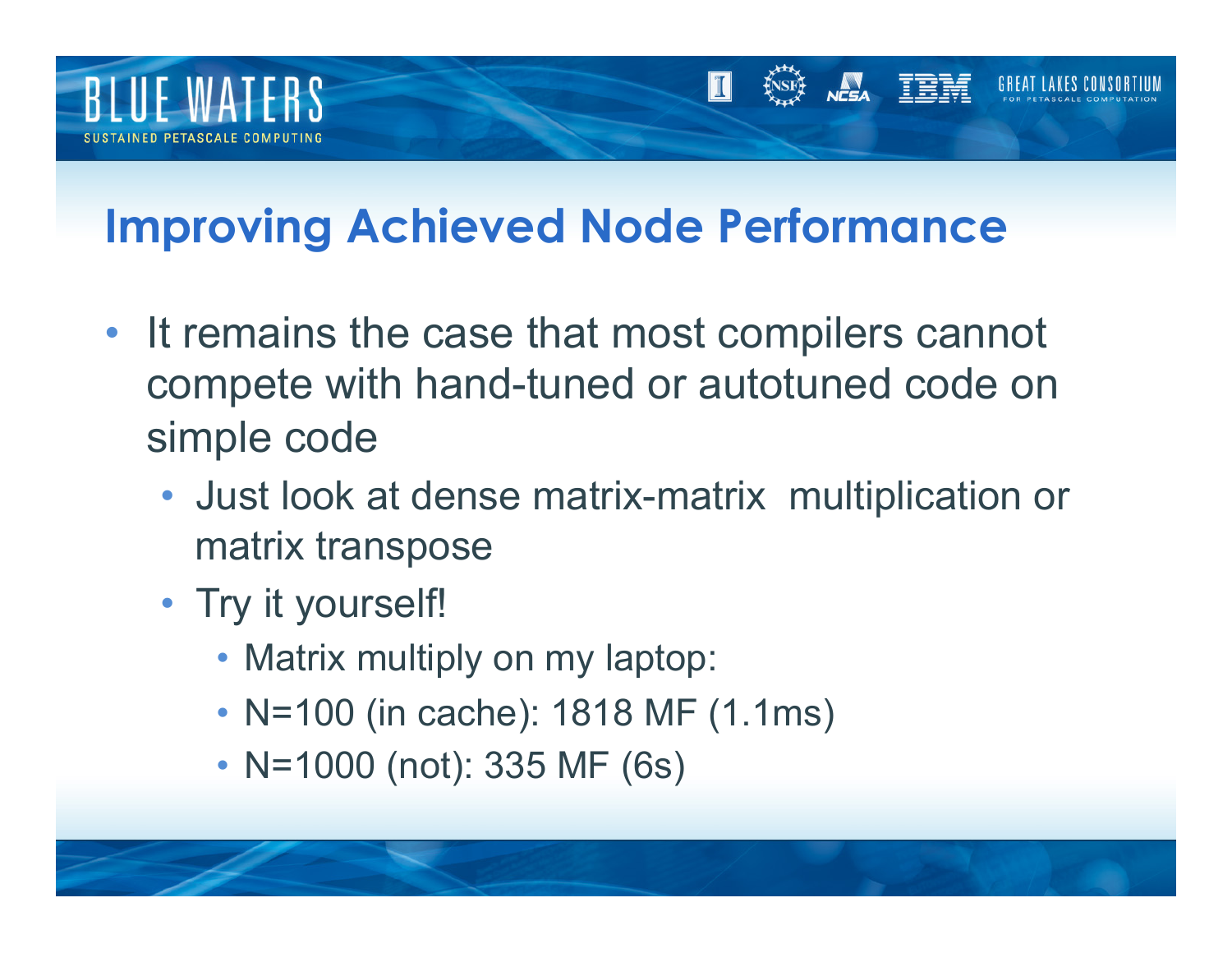## Improving Achieved Node Performance

- It remains the case that most compilers cannot compete with hand-tuned or autotuned code on simple code
  - Just look at dense matrix-matrix multiplication or matrix transpose
  - Try it yourself!
    - Matrix multiply on my laptop:
    - N=100 (in cache): 1818 MF (1.1ms)
    - N=1000 (not): 335 MF (6s)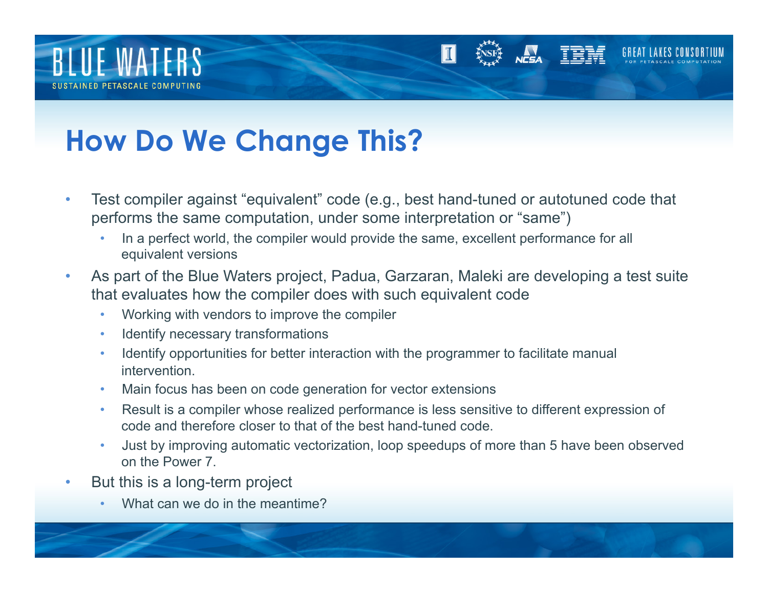# How Do We Change This?

- Test compiler against "equivalent" code (e.g., best hand-tuned or autotuned code that performs the same computation, under some interpretation or "same")
  - In a perfect world, the compiler would provide the same, excellent performance for all equivalent versions
- As part of the Blue Waters project, Padua, Garzaran, Maleki are developing a test suite that evaluates how the compiler does with such equivalent code
  - Working with vendors to improve the compiler
  - Identify necessary transformations
  - Identify opportunities for better interaction with the programmer to facilitate manual intervention.
  - Main focus has been on code generation for vector extensions
  - Result is a compiler whose realized performance is less sensitive to different expression of code and therefore closer to that of the best hand-tuned code.
  - Just by improving automatic vectorization, loop speedups of more than 5 have been observed on the Power 7.
- But this is a long-term project
  - What can we do in the meantime?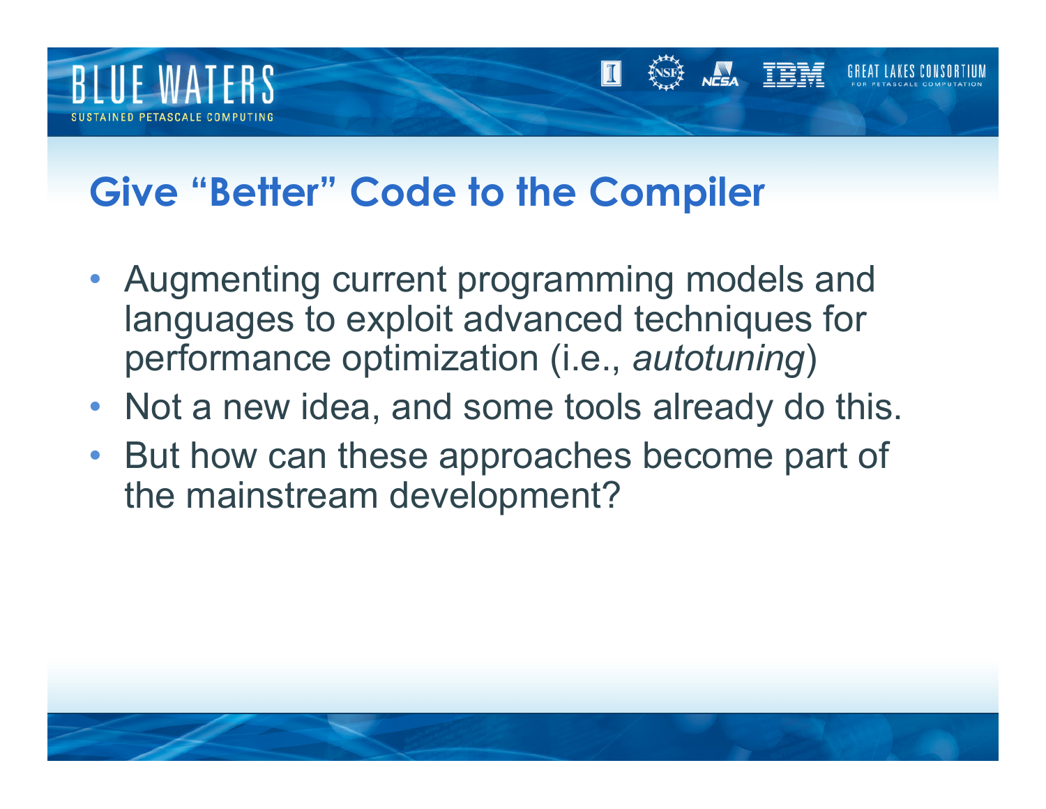# Give "Better" Code to the Compiler

- Augmenting current programming models and languages to exploit advanced techniques for performance optimization (i.e., *autotuning*)
- Not a new idea, and some tools already do this.
- But how can these approaches become part of the mainstream development?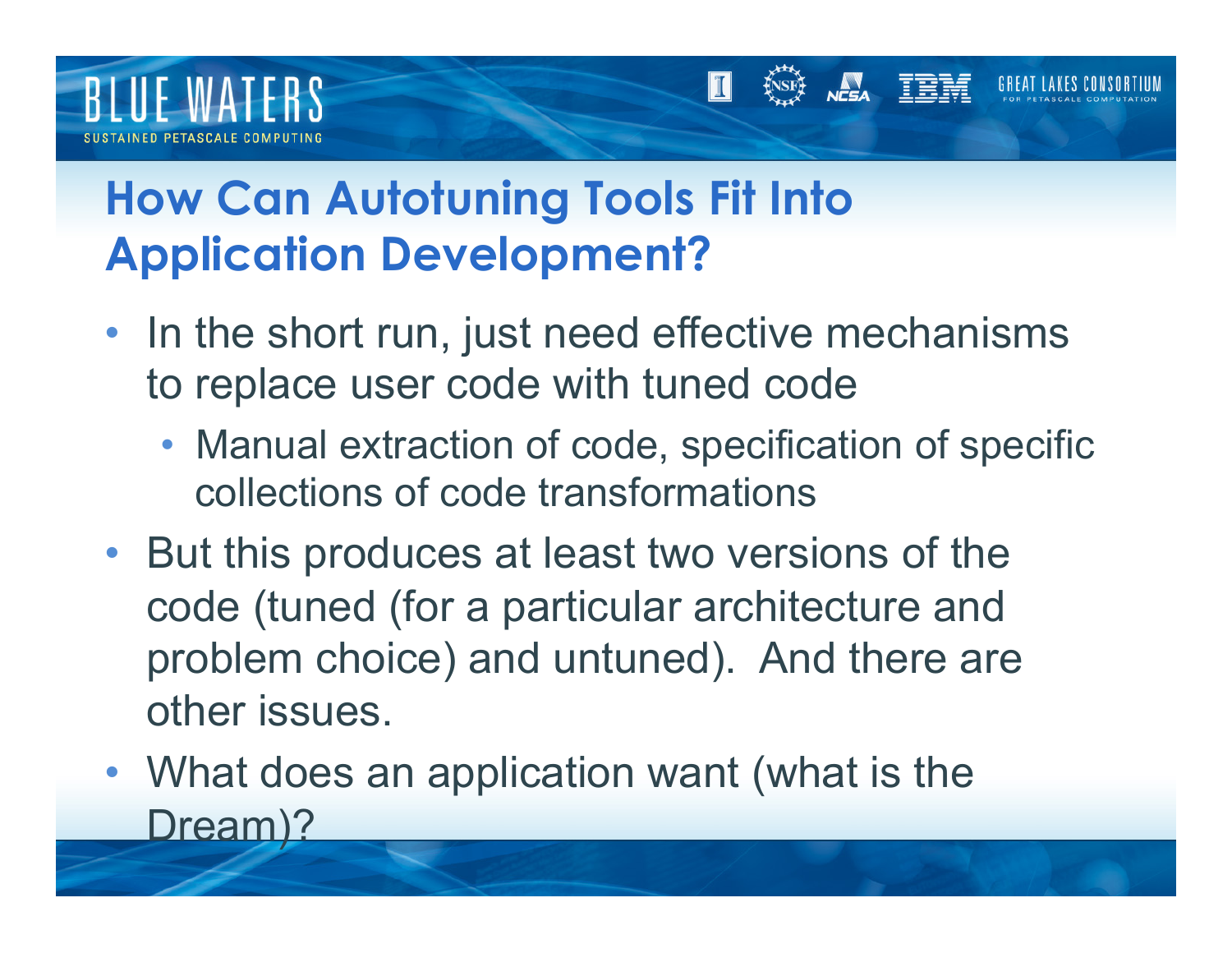## How Can Autotuning Tools Fit Into Application Development?

- In the short run, just need effective mechanisms to replace user code with tuned code
  - Manual extraction of code, specification of specific collections of code transformations
- But this produces at least two versions of the code (tuned (for a particular architecture and problem choice) and untuned). And there are other issues.
- What does an application want (what is the Dream)?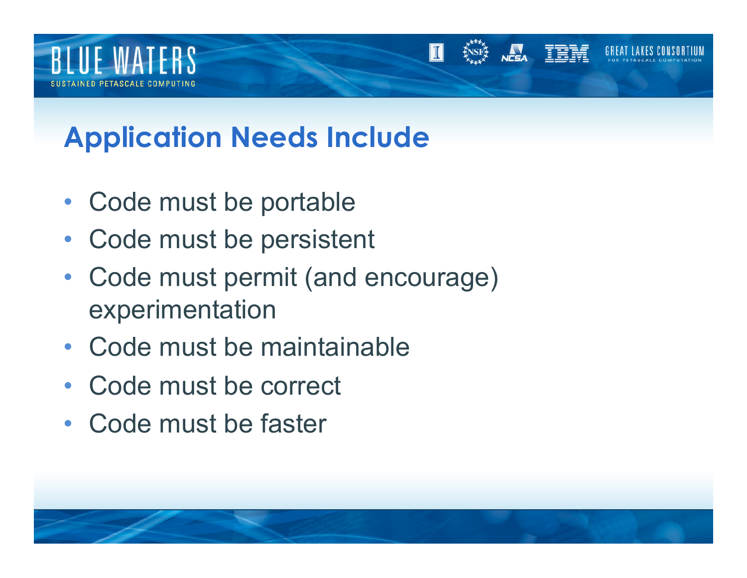# Application Needs Include

- Code must be portable
- Code must be persistent
- Code must permit (and encourage) experimentation
- Code must be maintainable
- Code must be correct
- Code must be faster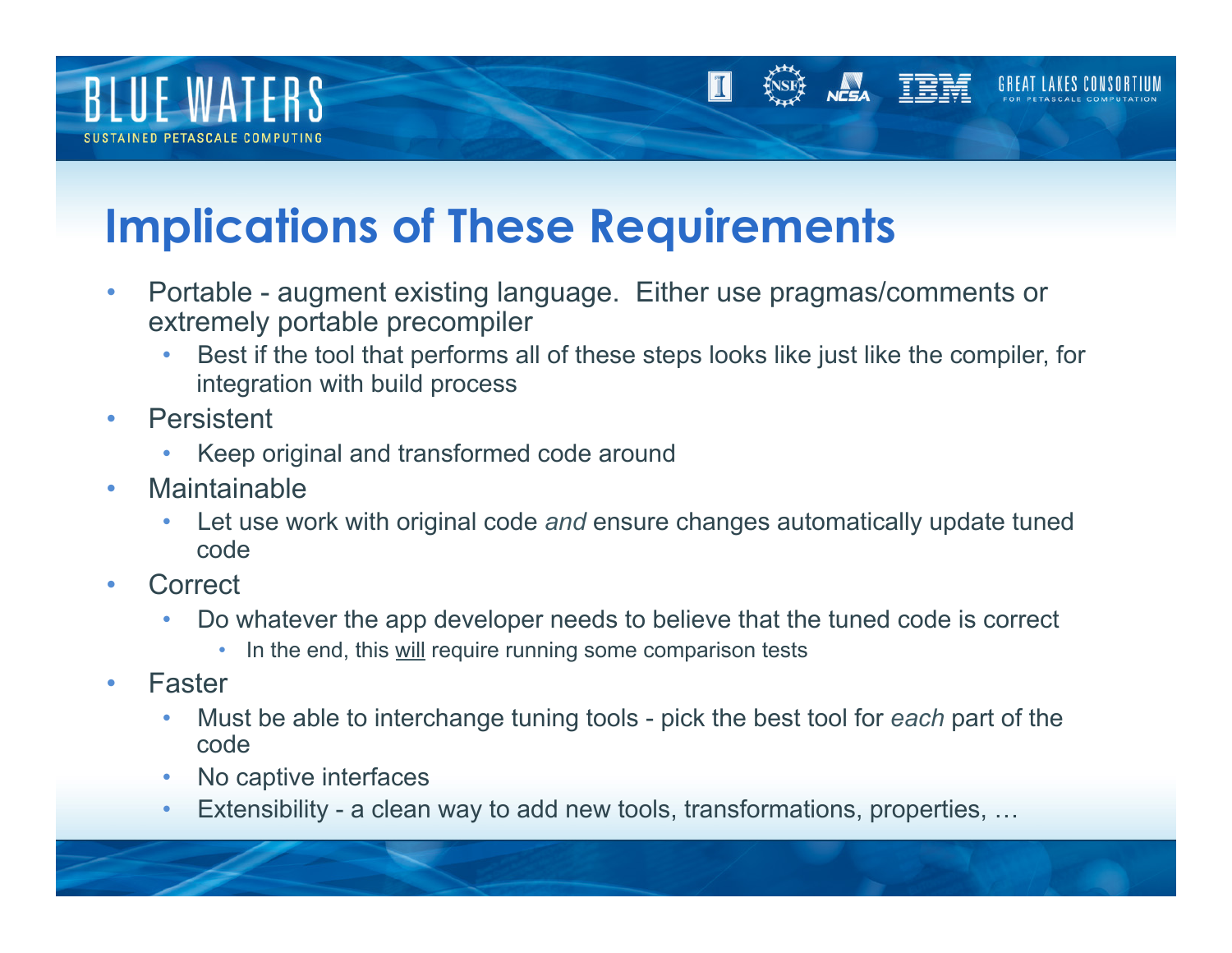# Implications of These Requirements

- Portable - augment existing language. Either use pragmas/comments or extremely portable precompiler
  - Best if the tool that performs all of these steps looks like just like the compiler, for integration with build process
- Persistent
  - Keep original and transformed code around
- Maintainable
  - Let use work with original code *and* ensure changes automatically update tuned code
- Correct
  - Do whatever the app developer needs to believe that the tuned code is correct
    - In the end, this <u>will</u> require running some comparison tests
- Faster
  - Must be able to interchange tuning tools - pick the best tool for *each* part of the code
  - No captive interfaces
  - Extensibility - a clean way to add new tools, transformations, properties, …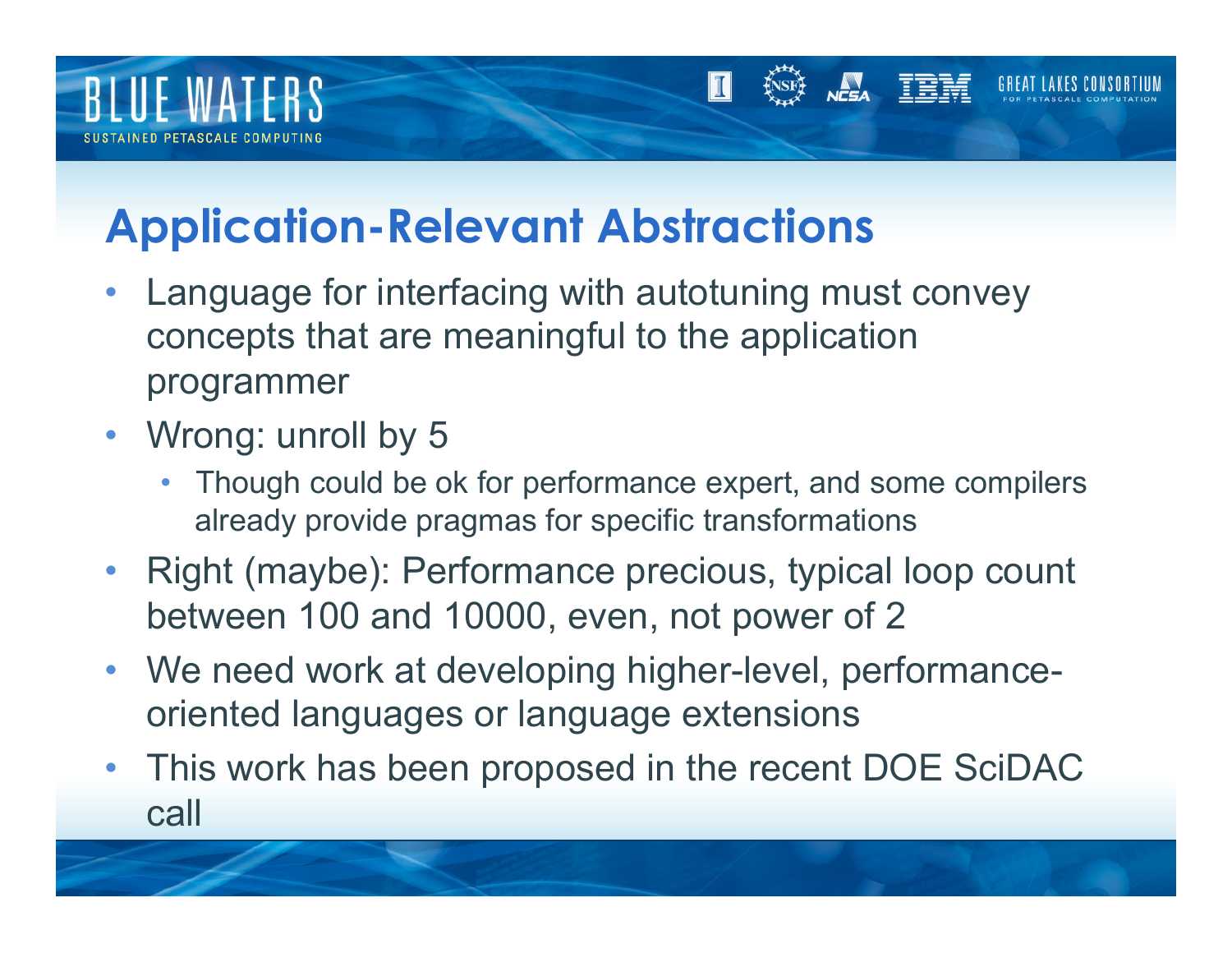# Application-Relevant Abstractions

- Language for interfacing with autotuning must convey concepts that are meaningful to the application programmer
- Wrong: unroll by 5
  - Though could be ok for performance expert, and some compilers already provide pragmas for specific transformations
- Right (maybe): Performance precious, typical loop count between 100 and 10000, even, not power of 2
- We need work at developing higher-level, performance-oriented languages or language extensions
- This work has been proposed in the recent DOE SciDAC call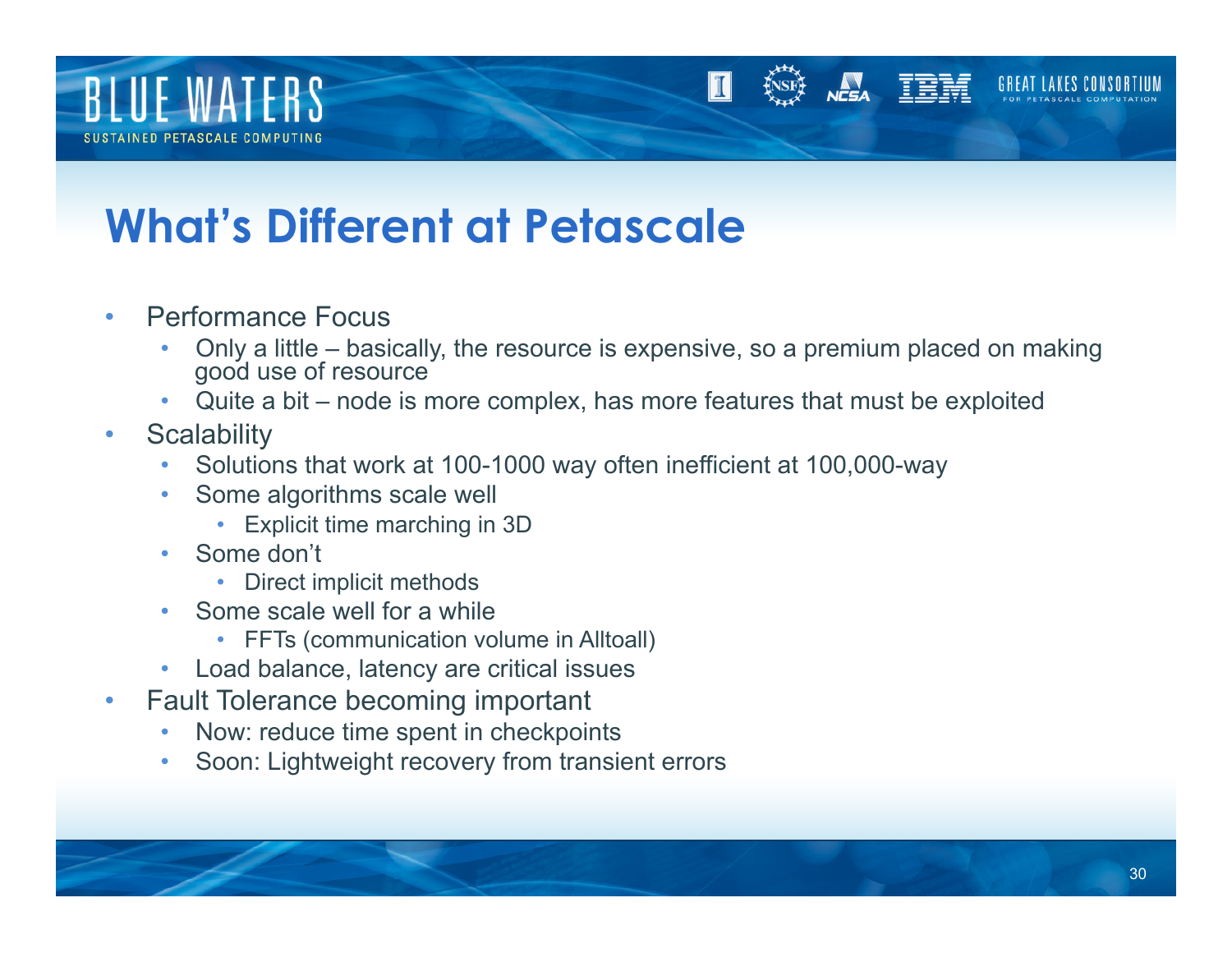# What's Different at Petascale

- Performance Focus
  - Only a little – basically, the resource is expensive, so a premium placed on making good use of resource
  - Quite a bit – node is more complex, has more features that must be exploited
- Scalability
  - Solutions that work at 100-1000 way often inefficient at 100,000-way
  - Some algorithms scale well
    - Explicit time marching in 3D
  - Some don't
    - Direct implicit methods
  - Some scale well for a while
    - FFTs (communication volume in Alltoall)
  - Load balance, latency are critical issues
- Fault Tolerance becoming important
  - Now: reduce time spent in checkpoints
  - Soon: Lightweight recovery from transient errors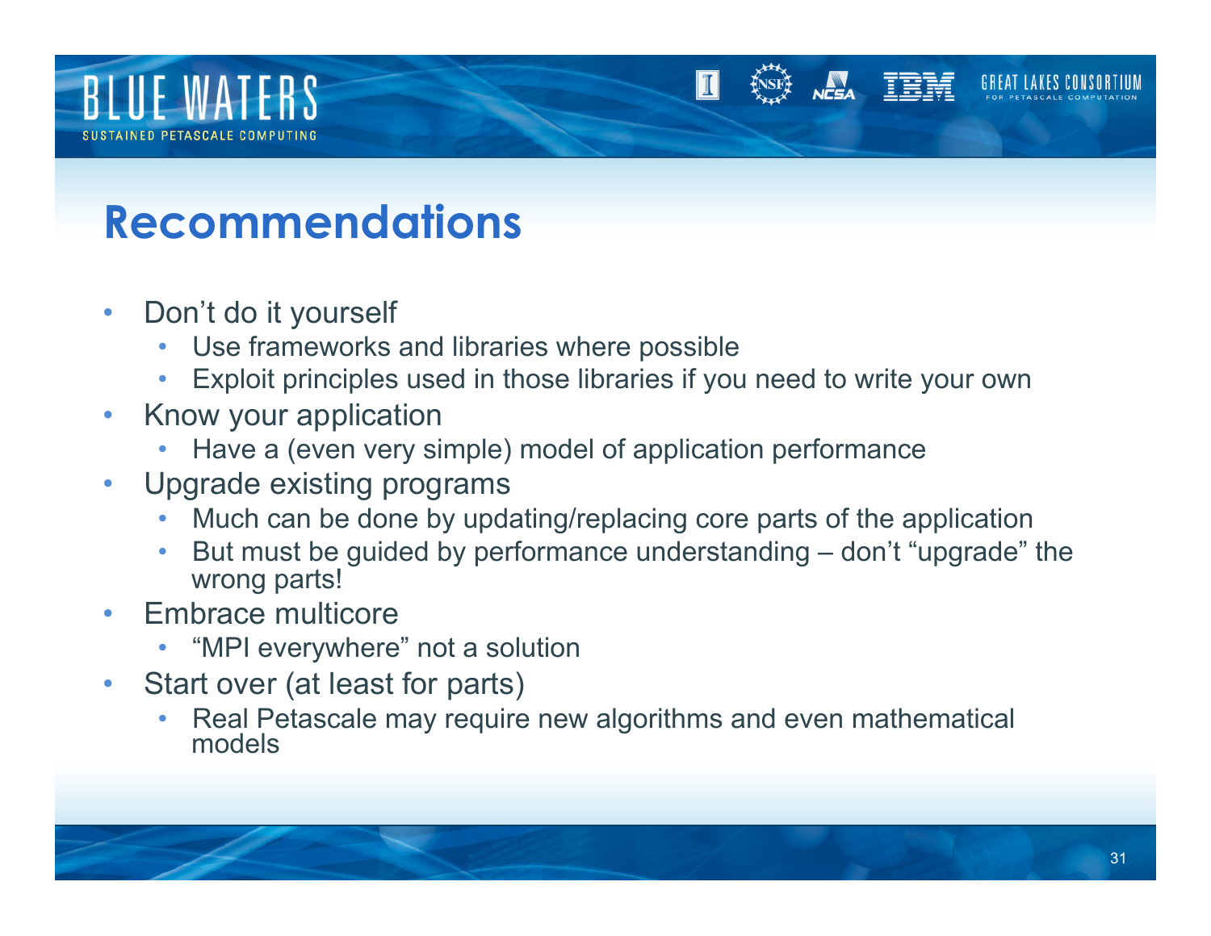# Recommendations

- Don't do it yourself
  - Use frameworks and libraries where possible
  - Exploit principles used in those libraries if you need to write your own
- Know your application
  - Have a (even very simple) model of application performance
- Upgrade existing programs
  - Much can be done by updating/replacing core parts of the application
  - But must be guided by performance understanding – don't "upgrade" the wrong parts!
- Embrace multicore
  - "MPI everywhere" not a solution
- Start over (at least for parts)
  - Real Petascale may require new algorithms and even mathematical models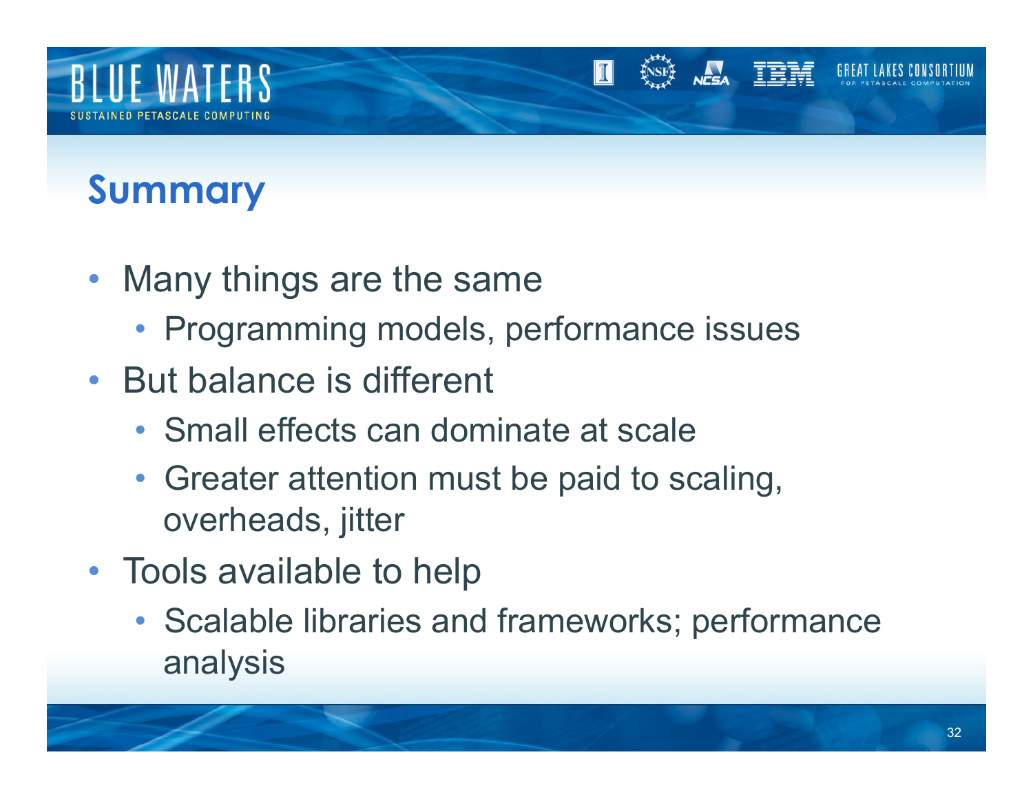## Summary

- Many things are the same
  - Programming models, performance issues
- But balance is different
  - Small effects can dominate at scale
  - Greater attention must be paid to scaling, overheads, jitter
- Tools available to help
  - Scalable libraries and frameworks; performance analysis